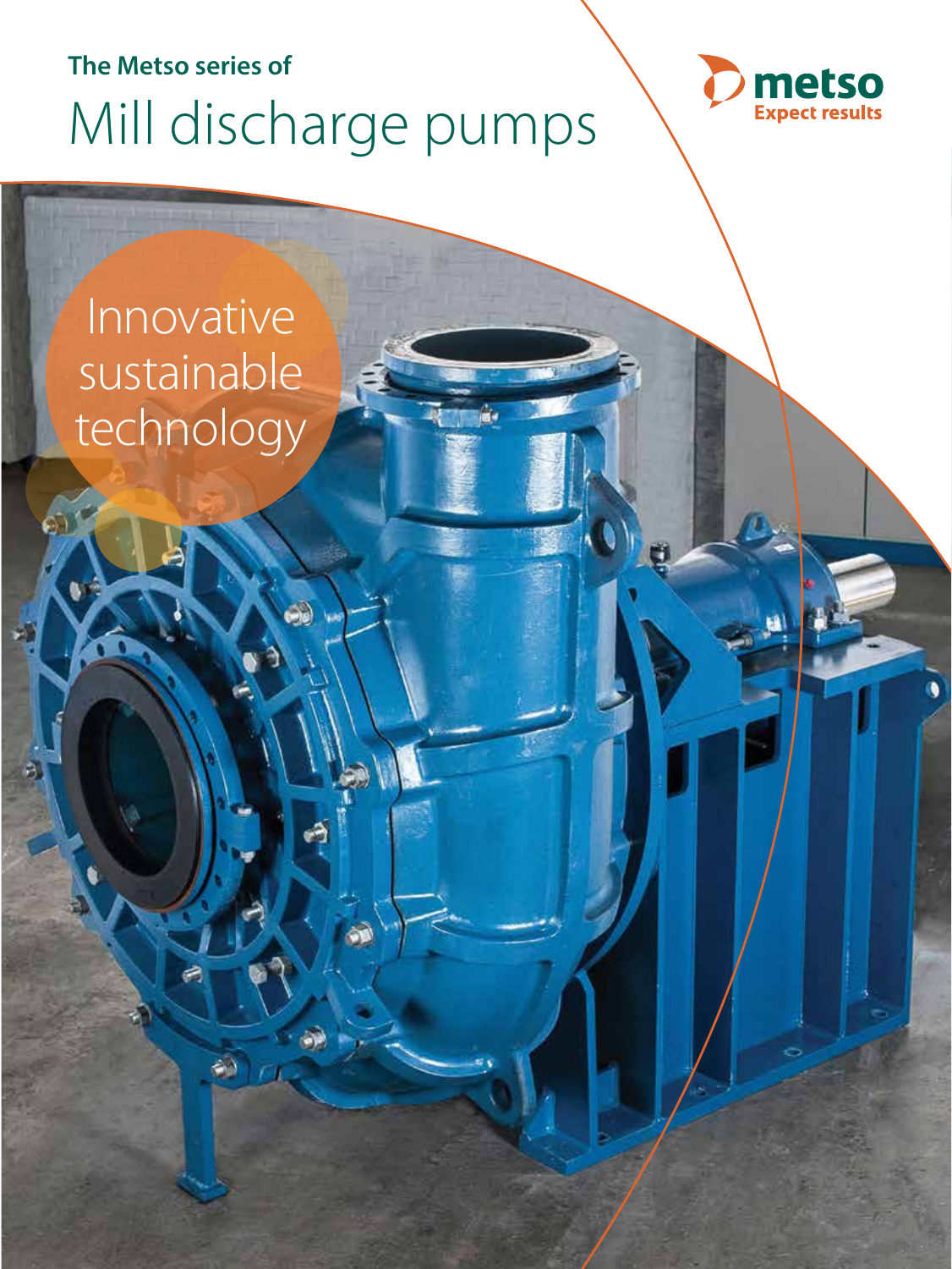The Metso series of

# Mill discharge pumps

metso
Expect results

Innovative sustainable technology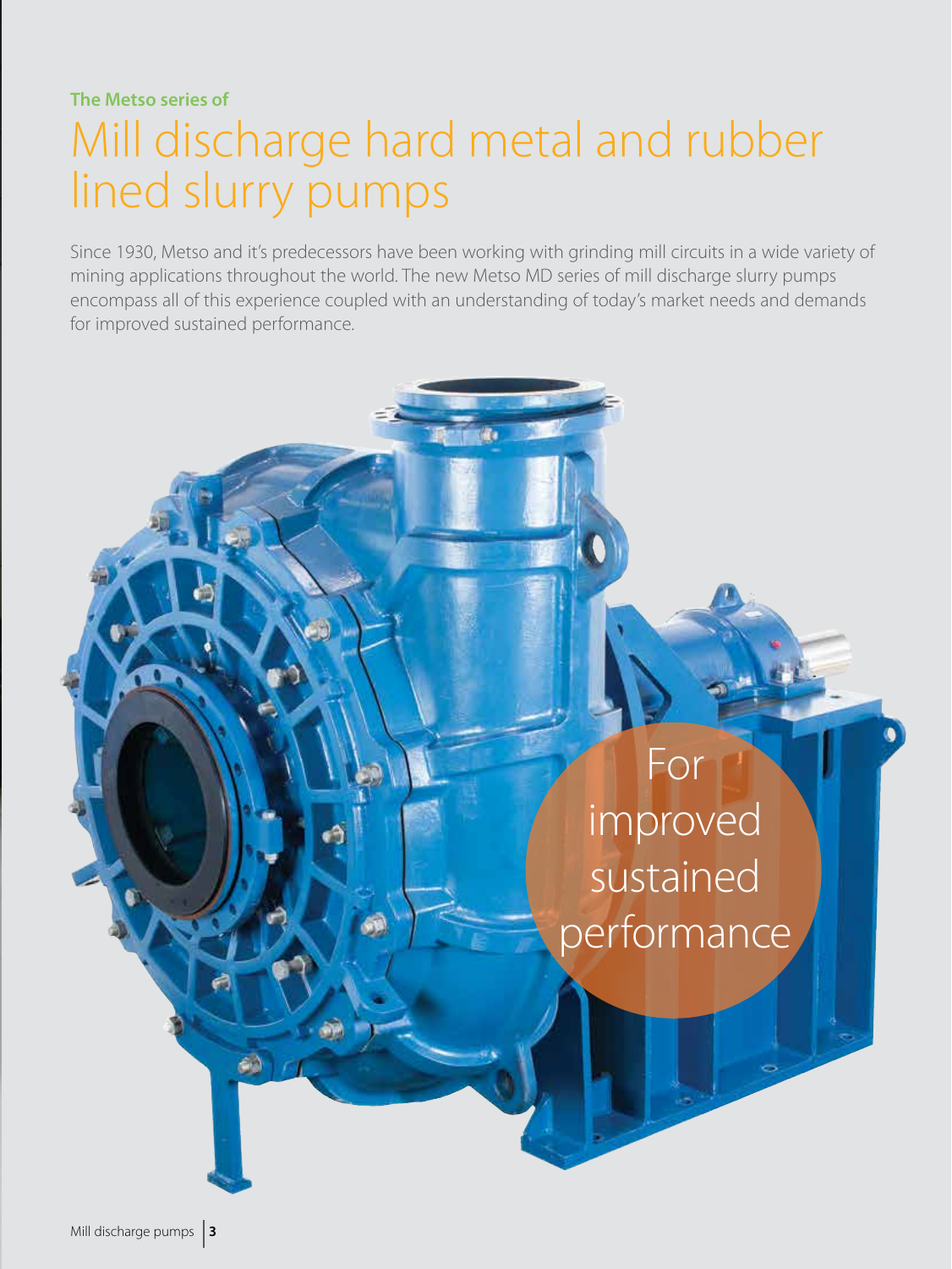The Metso series of

# Mill discharge hard metal and rubber lined slurry pumps

Since 1930, Metso and it's predecessors have been working with grinding mill circuits in a wide variety of mining applications throughout the world. The new Metso MD series of mill discharge slurry pumps encompass all of this experience coupled with an understanding of today's market needs and demands for improved sustained performance.

For improved sustained performance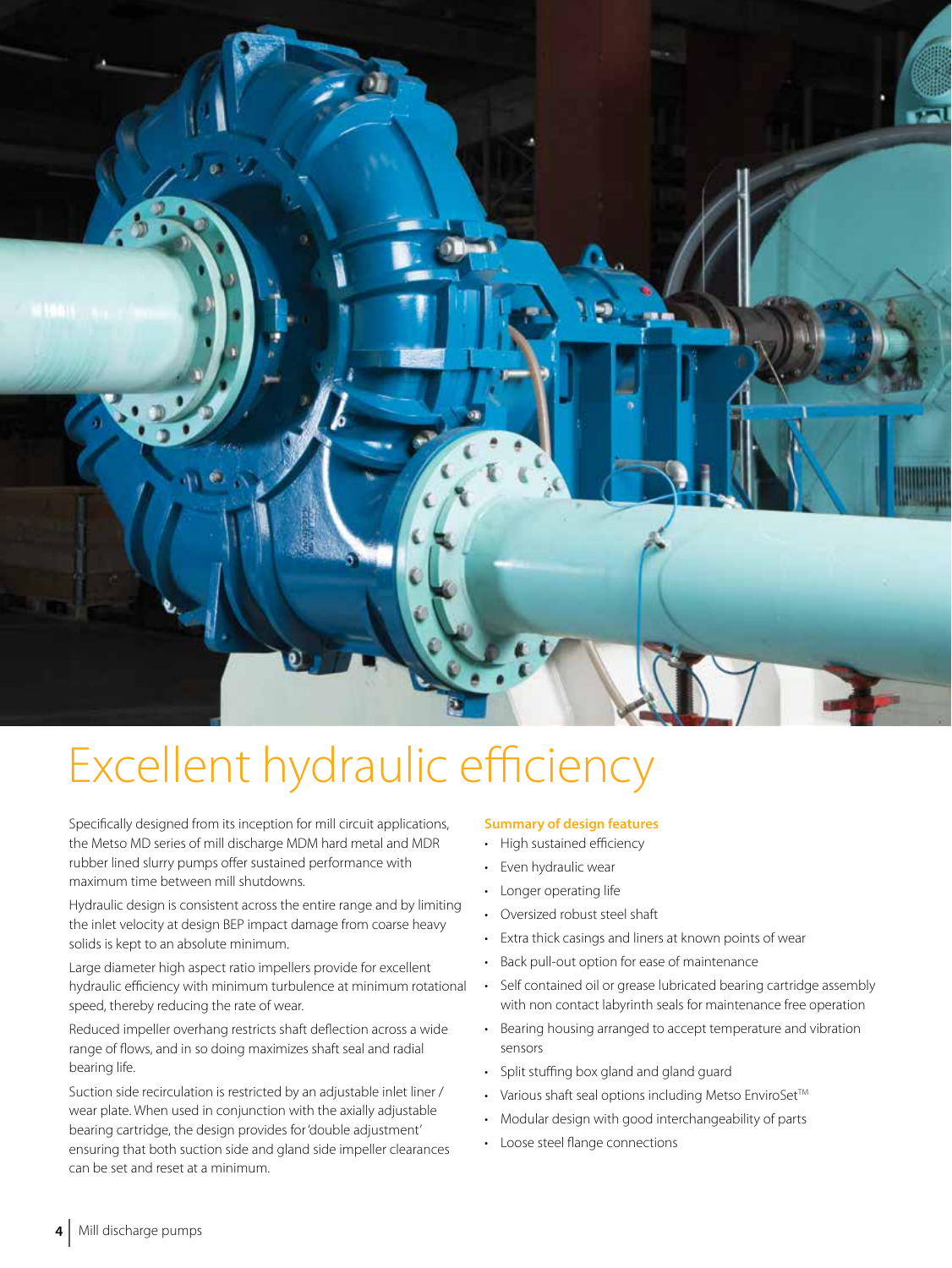# Excellent hydraulic efficiency

Specifically designed from its inception for mill circuit applications, the Metso MD series of mill discharge MDM hard metal and MDR rubber lined slurry pumps offer sustained performance with maximum time between mill shutdowns.

Hydraulic design is consistent across the entire range and by limiting the inlet velocity at design BEP impact damage from coarse heavy solids is kept to an absolute minimum.

Large diameter high aspect ratio impellers provide for excellent hydraulic efficiency with minimum turbulence at minimum rotational speed, thereby reducing the rate of wear.

Reduced impeller overhang restricts shaft deflection across a wide range of flows, and in so doing maximizes shaft seal and radial bearing life.

Suction side recirculation is restricted by an adjustable inlet liner / wear plate. When used in conjunction with the axially adjustable bearing cartridge, the design provides for 'double adjustment' ensuring that both suction side and gland side impeller clearances can be set and reset at a minimum.

**Summary of design features**

- High sustained efficiency
- Even hydraulic wear
- Longer operating life
- Oversized robust steel shaft
- Extra thick casings and liners at known points of wear
- Back pull-out option for ease of maintenance
- Self contained oil or grease lubricated bearing cartridge assembly with non contact labyrinth seals for maintenance free operation
- Bearing housing arranged to accept temperature and vibration sensors
- Split stuffing box gland and gland guard
- Various shaft seal options including Metso EnviroSet™
- Modular design with good interchangeability of parts
- Loose steel flange connections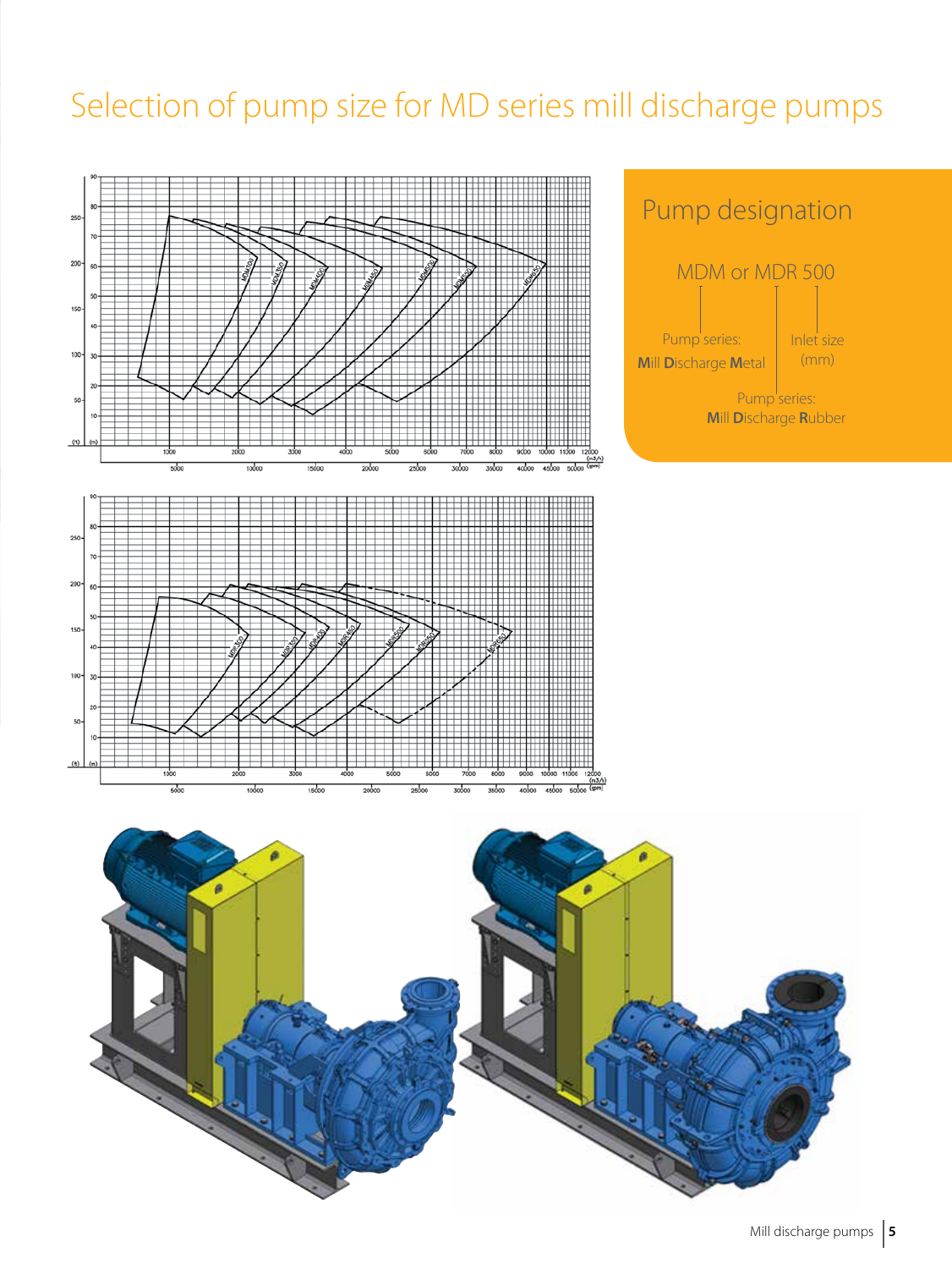# Selection of pump size for MD series mill discharge pumps

## Pump designation

MDM or MDR 500

- Pump series: **M**ill **D**ischarge **M**etal
- Pump series: **M**ill **D**ischarge **R**ubber
- Inlet size (mm)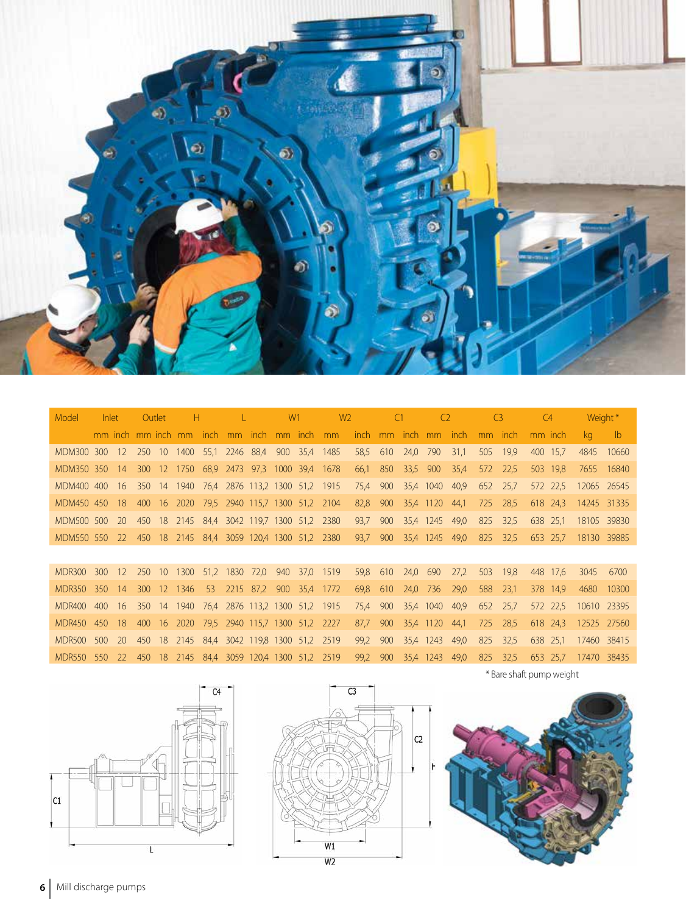| Model | Inlet | | Outlet | | H | | L | | W1 | | W2 | | C1 | | C2 | | C3 | | C4 | | Weight * | |
|---|---|---|---|---|---|---|---|---|---|---|---|---|---|---|---|---|---|---|---|---|---|---|
| | mm | inch | mm | inch | mm | inch | mm | inch | mm | inch | mm | inch | mm | inch | mm | inch | mm | inch | mm | inch | kg | lb |
| MDM300 | 300 | 12 | 250 | 10 | 1400 | 55,1 | 2246 | 88,4 | 900 | 35,4 | 1485 | 58,5 | 610 | 24,0 | 790 | 31,1 | 505 | 19,9 | 400 | 15,7 | 4845 | 10660 |
| MDM350 | 350 | 14 | 300 | 12 | 1750 | 68,9 | 2473 | 97,3 | 1000 | 39,4 | 1678 | 66,1 | 850 | 33,5 | 900 | 35,4 | 572 | 22,5 | 503 | 19,8 | 7655 | 16840 |
| MDM400 | 400 | 16 | 350 | 14 | 1940 | 76,4 | 2876 | 113,2 | 1300 | 51,2 | 1915 | 75,4 | 900 | 35,4 | 1040 | 40,9 | 652 | 25,7 | 572 | 22,5 | 12065 | 26545 |
| MDM450 | 450 | 18 | 400 | 16 | 2020 | 79,5 | 2940 | 115,7 | 1300 | 51,2 | 2104 | 82,8 | 900 | 35,4 | 1120 | 44,1 | 725 | 28,5 | 618 | 24,3 | 14245 | 31335 |
| MDM500 | 500 | 20 | 450 | 18 | 2145 | 84,4 | 3042 | 119,7 | 1300 | 51,2 | 2380 | 93,7 | 900 | 35,4 | 1245 | 49,0 | 825 | 32,5 | 638 | 25,1 | 18105 | 39830 |
| MDM550 | 550 | 22 | 450 | 18 | 2145 | 84,4 | 3059 | 120,4 | 1300 | 51,2 | 2380 | 93,7 | 900 | 35,4 | 1245 | 49,0 | 825 | 32,5 | 653 | 25,7 | 18130 | 39885 |
| | | | | | | | | | | | | | | | | | | | | | | |
| MDR300 | 300 | 12 | 250 | 10 | 1300 | 51,2 | 1830 | 72,0 | 940 | 37,0 | 1519 | 59,8 | 610 | 24,0 | 690 | 27,2 | 503 | 19,8 | 448 | 17,6 | 3045 | 6700 |
| MDR350 | 350 | 14 | 300 | 12 | 1346 | 53 | 2215 | 87,2 | 900 | 35,4 | 1772 | 69,8 | 610 | 24,0 | 736 | 29,0 | 588 | 23,1 | 378 | 14,9 | 4680 | 10300 |
| MDR400 | 400 | 16 | 350 | 14 | 1940 | 76,4 | 2876 | 113,2 | 1300 | 51,2 | 1915 | 75,4 | 900 | 35,4 | 1040 | 40,9 | 652 | 25,7 | 572 | 22,5 | 10610 | 23395 |
| MDR450 | 450 | 18 | 400 | 16 | 2020 | 79,5 | 2940 | 115,7 | 1300 | 51,2 | 2227 | 87,7 | 900 | 35,4 | 1120 | 44,1 | 725 | 28,5 | 618 | 24,3 | 12525 | 27560 |
| MDR500 | 500 | 20 | 450 | 18 | 2145 | 84,4 | 3042 | 119,8 | 1300 | 51,2 | 2519 | 99,2 | 900 | 35,4 | 1243 | 49,0 | 825 | 32,5 | 638 | 25,1 | 17460 | 38415 |
| MDR550 | 550 | 22 | 450 | 18 | 2145 | 84,4 | 3059 | 120,4 | 1300 | 51,2 | 2519 | 99,2 | 900 | 35,4 | 1243 | 49,0 | 825 | 32,5 | 653 | 25,7 | 17470 | 38435 |

\* Bare shaft pump weight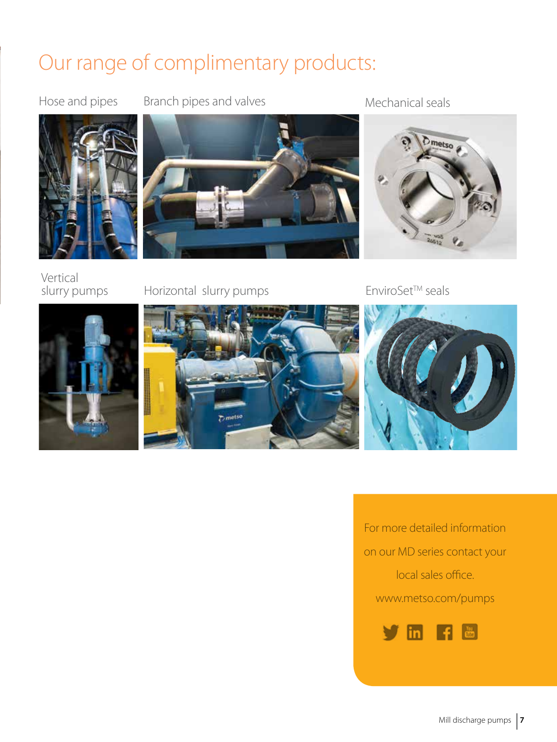# Our range of complimentary products:

Hose and pipes

Branch pipes and valves

Mechanical seals

Vertical slurry pumps

Horizontal slurry pumps

EnviroSet™ seals

For more detailed information on our MD series contact your local sales office.

www.metso.com/pumps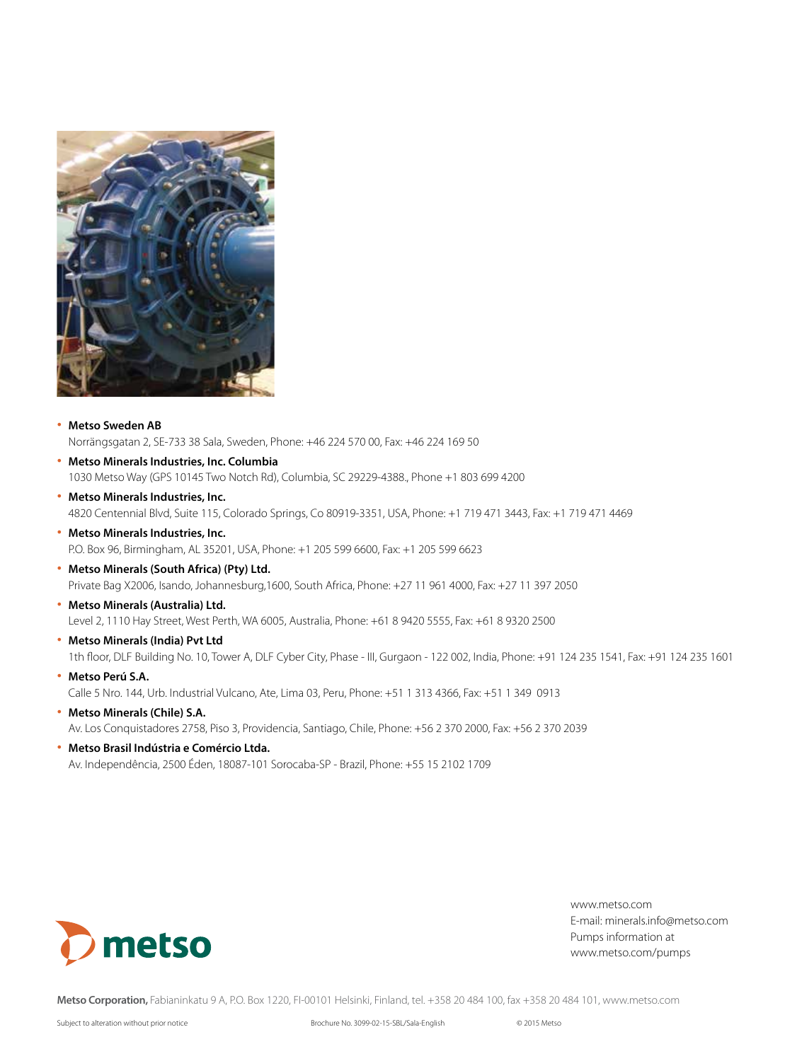- **Metso Sweden AB**
  Norrängsgatan 2, SE-733 38 Sala, Sweden, Phone: +46 224 570 00, Fax: +46 224 169 50
- **Metso Minerals Industries, Inc. Columbia**
  1030 Metso Way (GPS 10145 Two Notch Rd), Columbia, SC 29229-4388., Phone +1 803 699 4200
- **Metso Minerals Industries, Inc.**
  4820 Centennial Blvd, Suite 115, Colorado Springs, Co 80919-3351, USA, Phone: +1 719 471 3443, Fax: +1 719 471 4469
- **Metso Minerals Industries, Inc.**
  P.O. Box 96, Birmingham, AL 35201, USA, Phone: +1 205 599 6600, Fax: +1 205 599 6623
- **Metso Minerals (South Africa) (Pty) Ltd.**
  Private Bag X2006, Isando, Johannesburg,1600, South Africa, Phone: +27 11 961 4000, Fax: +27 11 397 2050
- **Metso Minerals (Australia) Ltd.**
  Level 2, 1110 Hay Street, West Perth, WA 6005, Australia, Phone: +61 8 9420 5555, Fax: +61 8 9320 2500
- **Metso Minerals (India) Pvt Ltd**
  1th floor, DLF Building No. 10, Tower A, DLF Cyber City, Phase - III, Gurgaon - 122 002, India, Phone: +91 124 235 1541, Fax: +91 124 235 1601
- **Metso Perú S.A.**
  Calle 5 Nro. 144, Urb. Industrial Vulcano, Ate, Lima 03, Peru, Phone: +51 1 313 4366, Fax: +51 1 349 0913
- **Metso Minerals (Chile) S.A.**
  Av. Los Conquistadores 2758, Piso 3, Providencia, Santiago, Chile, Phone: +56 2 370 2000, Fax: +56 2 370 2039
- **Metso Brasil Indústria e Comércio Ltda.**
  Av. Independência, 2500 Éden, 18087-101 Sorocaba-SP - Brazil, Phone: +55 15 2102 1709

metso

www.metso.com
E-mail: minerals.info@metso.com
Pumps information at
www.metso.com/pumps

**Metso Corporation,** Fabianinkatu 9 A, P.O. Box 1220, FI-00101 Helsinki, Finland, tel. +358 20 484 100, fax +358 20 484 101, www.metso.com

Subject to alteration without prior notice    Brochure No. 3099-02-15-SBL/Sala-English    © 2015 Metso